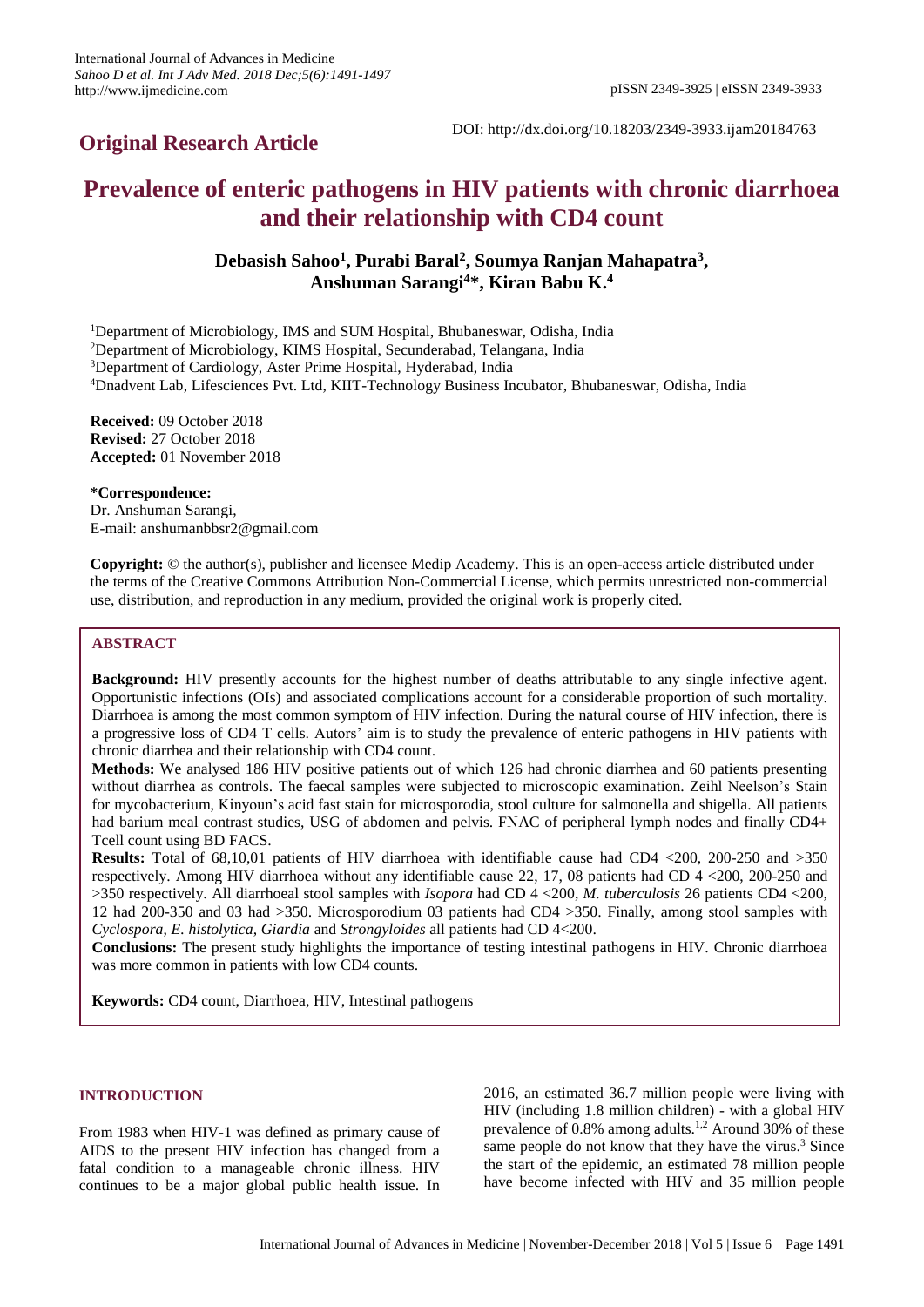## Original Research Article

DOI: http://dx.doi.org/10.18203/2349-3933.ijam20184763

# Prevalence of enteric pathogens in HIV patients with chronic diarrhoea and their relationship with CD4 count

**Debasish Sahoo[1], Purabi Baral[2], Soumya Ranjan Mahapatra[3], Anshuman Sarangi[4]*, Kiran Babu K.[4]**

[1]Department of Microbiology, IMS and SUM Hospital, Bhubaneswar, Odisha, India
[2]Department of Microbiology, KIMS Hospital, Secunderabad, Telangana, India
[3]Department of Cardiology, Aster Prime Hospital, Hyderabad, India
[4]Dnadvent Lab, Lifesciences Pvt. Ltd, KIIT-Technology Business Incubator, Bhubaneswar, Odisha, India

**Received:** 09 October 2018
**Revised:** 27 October 2018
**Accepted:** 01 November 2018

**\*Correspondence:**
Dr. Anshuman Sarangi,
E-mail: anshumanbbsr2@gmail.com

**Copyright:** © the author(s), publisher and licensee Medip Academy. This is an open-access article distributed under the terms of the Creative Commons Attribution Non-Commercial License, which permits unrestricted non-commercial use, distribution, and reproduction in any medium, provided the original work is properly cited.

## ABSTRACT

**Background:** HIV presently accounts for the highest number of deaths attributable to any single infective agent. Opportunistic infections (OIs) and associated complications account for a considerable proportion of such mortality. Diarrhoea is among the most common symptom of HIV infection. During the natural course of HIV infection, there is a progressive loss of CD4 T cells. Autors' aim is to study the prevalence of enteric pathogens in HIV patients with chronic diarrhea and their relationship with CD4 count.

**Methods:** We analysed 186 HIV positive patients out of which 126 had chronic diarrhea and 60 patients presenting without diarrhea as controls. The faecal samples were subjected to microscopic examination. Zeihl Neelson's Stain for mycobacterium, Kinyoun's acid fast stain for microsporodia, stool culture for salmonella and shigella. All patients had barium meal contrast studies, USG of abdomen and pelvis. FNAC of peripheral lymph nodes and finally CD4+ Tcell count using BD FACS.

**Results:** Total of 68,10,01 patients of HIV diarrhoea with identifiable cause had CD4 <200, 200-250 and >350 respectively. Among HIV diarrhoea without any identifiable cause 22, 17, 08 patients had CD 4 <200, 200-250 and >350 respectively. All diarrhoeal stool samples with *Isopora* had CD 4 <200, *M. tuberculosis* 26 patients CD4 <200, 12 had 200-350 and 03 had >350. Microsporodium 03 patients had CD4 >350. Finally, among stool samples with *Cyclospora*, *E. histolytica*, *Giardia* and *Strongyloides* all patients had CD 4<200.

**Conclusions:** The present study highlights the importance of testing intestinal pathogens in HIV. Chronic diarrhoea was more common in patients with low CD4 counts.

**Keywords:** CD4 count, Diarrhoea, HIV, Intestinal pathogens

## INTRODUCTION

From 1983 when HIV-1 was defined as primary cause of AIDS to the present HIV infection has changed from a fatal condition to a manageable chronic illness. HIV continues to be a major global public health issue. In 2016, an estimated 36.7 million people were living with HIV (including 1.8 million children) - with a global HIV prevalence of 0.8% among adults.[1,2] Around 30% of these same people do not know that they have the virus.[3] Since the start of the epidemic, an estimated 78 million people have become infected with HIV and 35 million people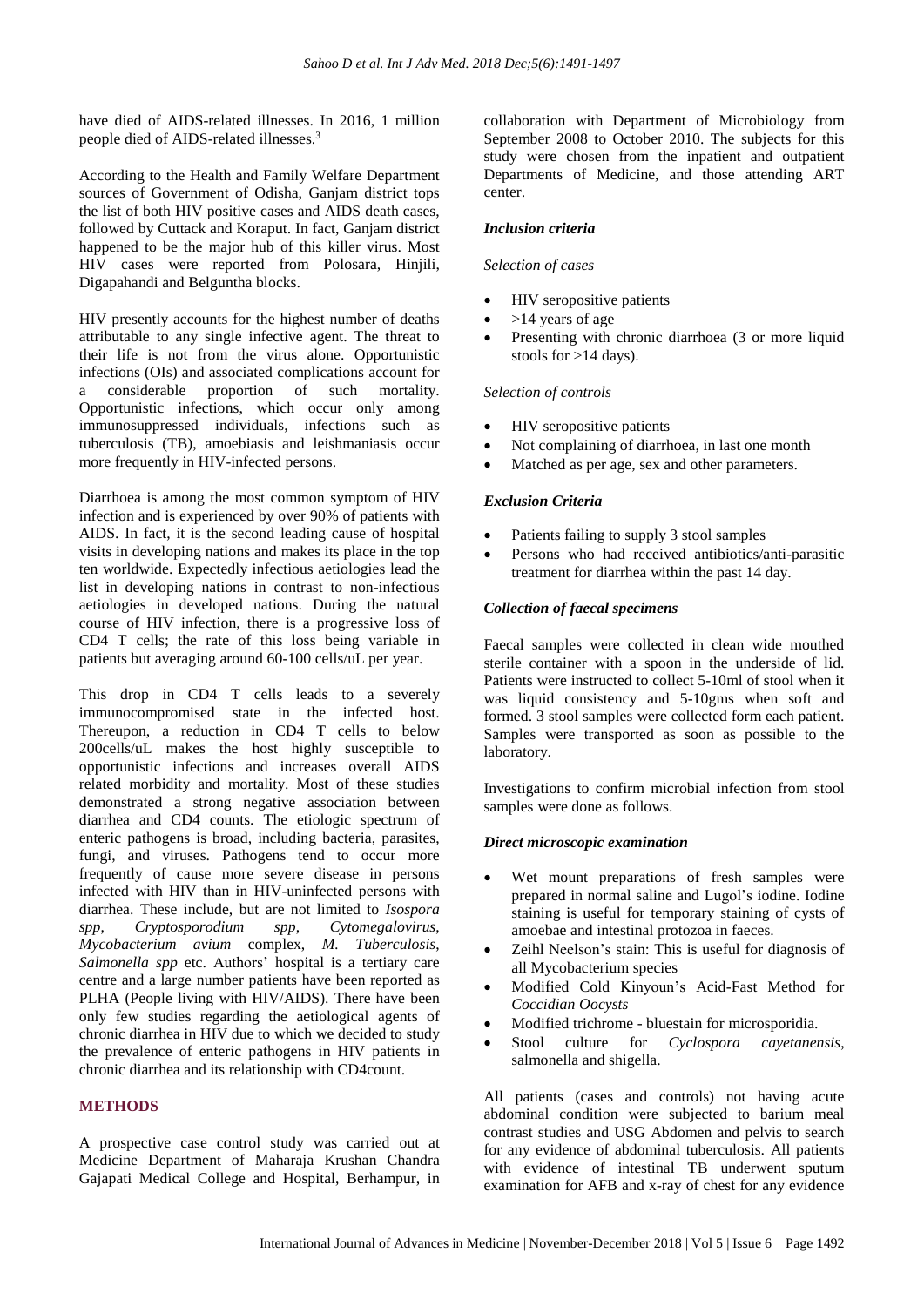have died of AIDS-related illnesses. In 2016, 1 million people died of AIDS-related illnesses.[3]

According to the Health and Family Welfare Department sources of Government of Odisha, Ganjam district tops the list of both HIV positive cases and AIDS death cases, followed by Cuttack and Koraput. In fact, Ganjam district happened to be the major hub of this killer virus. Most HIV cases were reported from Polosara, Hinjili, Digapahandi and Belguntha blocks.

HIV presently accounts for the highest number of deaths attributable to any single infective agent. The threat to their life is not from the virus alone. Opportunistic infections (OIs) and associated complications account for a considerable proportion of such mortality. Opportunistic infections, which occur only among immunosuppressed individuals, infections such as tuberculosis (TB), amoebiasis and leishmaniasis occur more frequently in HIV-infected persons.

Diarrhoea is among the most common symptom of HIV infection and is experienced by over 90% of patients with AIDS. In fact, it is the second leading cause of hospital visits in developing nations and makes its place in the top ten worldwide. Expectedly infectious aetiologies lead the list in developing nations in contrast to non-infectious aetiologies in developed nations. During the natural course of HIV infection, there is a progressive loss of CD4 T cells; the rate of this loss being variable in patients but averaging around 60-100 cells/uL per year.

This drop in CD4 T cells leads to a severely immunocompromised state in the infected host. Thereupon, a reduction in CD4 T cells to below 200cells/uL makes the host highly susceptible to opportunistic infections and increases overall AIDS related morbidity and mortality. Most of these studies demonstrated a strong negative association between diarrhea and CD4 counts. The etiologic spectrum of enteric pathogens is broad, including bacteria, parasites, fungi, and viruses. Pathogens tend to occur more frequently of cause more severe disease in persons infected with HIV than in HIV-uninfected persons with diarrhea. These include, but are not limited to *Isospora spp*, *Cryptosporodium spp*, *Cytomegalovirus*, *Mycobacterium avium* complex, *M. Tuberculosis*, *Salmonella spp* etc. Authors' hospital is a tertiary care centre and a large number patients have been reported as PLHA (People living with HIV/AIDS). There have been only few studies regarding the aetiological agents of chronic diarrhea in HIV due to which we decided to study the prevalence of enteric pathogens in HIV patients in chronic diarrhea and its relationship with CD4count.

## METHODS

A prospective case control study was carried out at Medicine Department of Maharaja Krushan Chandra Gajapati Medical College and Hospital, Berhampur, in collaboration with Department of Microbiology from September 2008 to October 2010. The subjects for this study were chosen from the inpatient and outpatient Departments of Medicine, and those attending ART center.

### *Inclusion criteria*

*Selection of cases*

- HIV seropositive patients
- >14 years of age
- Presenting with chronic diarrhoea (3 or more liquid stools for >14 days).

*Selection of controls*

- HIV seropositive patients
- Not complaining of diarrhoea, in last one month
- Matched as per age, sex and other parameters.

### *Exclusion Criteria*

- Patients failing to supply 3 stool samples
- Persons who had received antibiotics/anti-parasitic treatment for diarrhea within the past 14 day.

### *Collection of faecal specimens*

Faecal samples were collected in clean wide mouthed sterile container with a spoon in the underside of lid. Patients were instructed to collect 5-10ml of stool when it was liquid consistency and 5-10gms when soft and formed. 3 stool samples were collected form each patient. Samples were transported as soon as possible to the laboratory.

Investigations to confirm microbial infection from stool samples were done as follows.

### *Direct microscopic examination*

- Wet mount preparations of fresh samples were prepared in normal saline and Lugol's iodine. Iodine staining is useful for temporary staining of cysts of amoebae and intestinal protozoa in faeces.
- Zeihl Neelson's stain: This is useful for diagnosis of all Mycobacterium species
- Modified Cold Kinyoun's Acid-Fast Method for *Coccidian Oocysts*
- Modified trichrome - bluestain for microsporidia.
- Stool culture for *Cyclospora cayetanensis*, salmonella and shigella.

All patients (cases and controls) not having acute abdominal condition were subjected to barium meal contrast studies and USG Abdomen and pelvis to search for any evidence of abdominal tuberculosis. All patients with evidence of intestinal TB underwent sputum examination for AFB and x-ray of chest for any evidence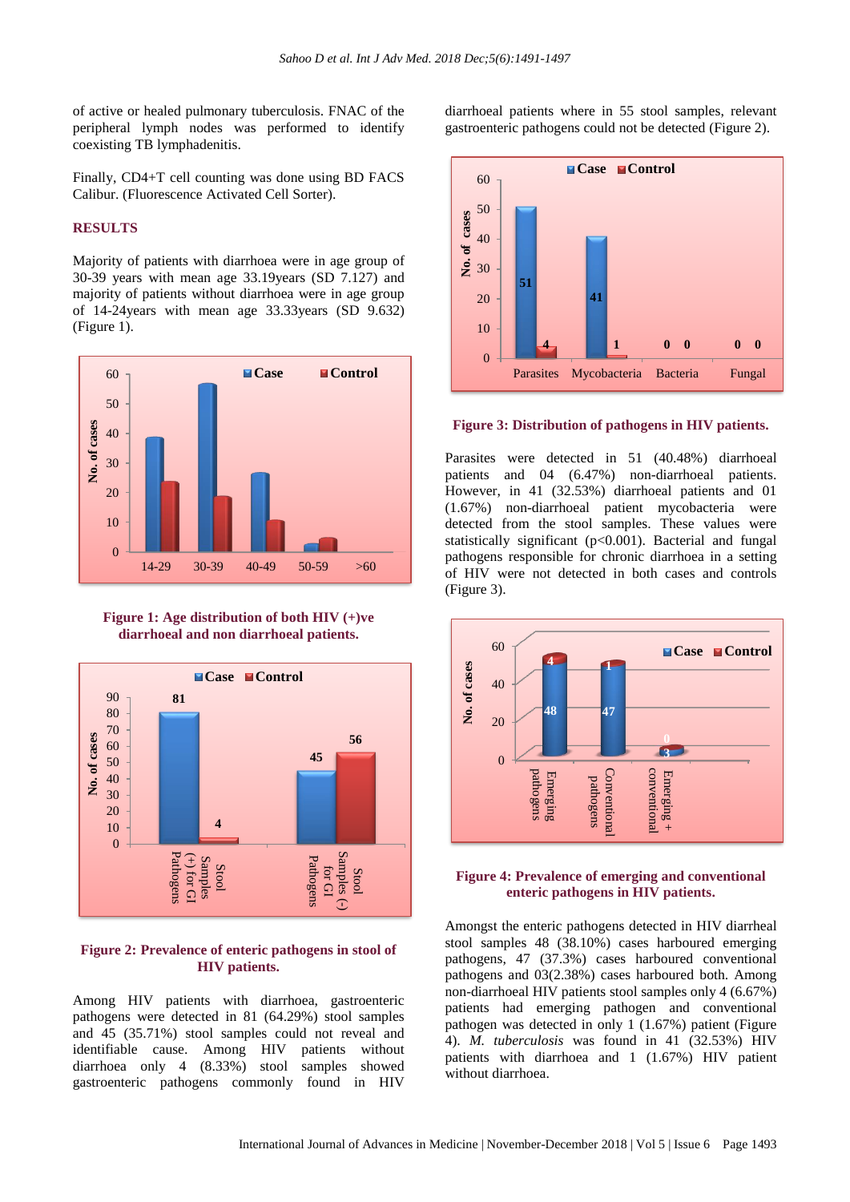of active or healed pulmonary tuberculosis. FNAC of the peripheral lymph nodes was performed to identify coexisting TB lymphadenitis.

Finally, CD4+T cell counting was done using BD FACS Calibur. (Fluorescence Activated Cell Sorter).

## RESULTS

Majority of patients with diarrhoea were in age group of 30-39 years with mean age 33.19years (SD 7.127) and majority of patients without diarrhoea were in age group of 14-24years with mean age 33.33years (SD 9.632) (Figure 1).

**Figure 1: Age distribution of both HIV (+)ve diarrhoeal and non diarrhoeal patients.**

**Figure 2: Prevalence of enteric pathogens in stool of HIV patients.**

Among HIV patients with diarrhoea, gastroenteric pathogens were detected in 81 (64.29%) stool samples and 45 (35.71%) stool samples could not reveal and identifiable cause. Among HIV patients without diarrhoea only 4 (8.33%) stool samples showed gastroenteric pathogens commonly found in HIV diarrhoeal patients where in 55 stool samples, relevant gastroenteric pathogens could not be detected (Figure 2).

**Figure 3: Distribution of pathogens in HIV patients.**

Parasites were detected in 51 (40.48%) diarrhoeal patients and 04 (6.47%) non-diarrhoeal patients. However, in 41 (32.53%) diarrhoeal patients and 01 (1.67%) non-diarrhoeal patient mycobacteria were detected from the stool samples. These values were statistically significant ($p<0.001$). Bacterial and fungal pathogens responsible for chronic diarrhoea in a setting of HIV were not detected in both cases and controls (Figure 3).

**Figure 4: Prevalence of emerging and conventional enteric pathogens in HIV patients.**

Amongst the enteric pathogens detected in HIV diarrheal stool samples 48 (38.10%) cases harboured emerging pathogens, 47 (37.3%) cases harboured conventional pathogens and 03(2.38%) cases harboured both. Among non-diarrhoeal HIV patients stool samples only 4 (6.67%) patients had emerging pathogen and conventional pathogen was detected in only 1 (1.67%) patient (Figure 4). *M. tuberculosis* was found in 41 (32.53%) HIV patients with diarrhoea and 1 (1.67%) HIV patient without diarrhoea.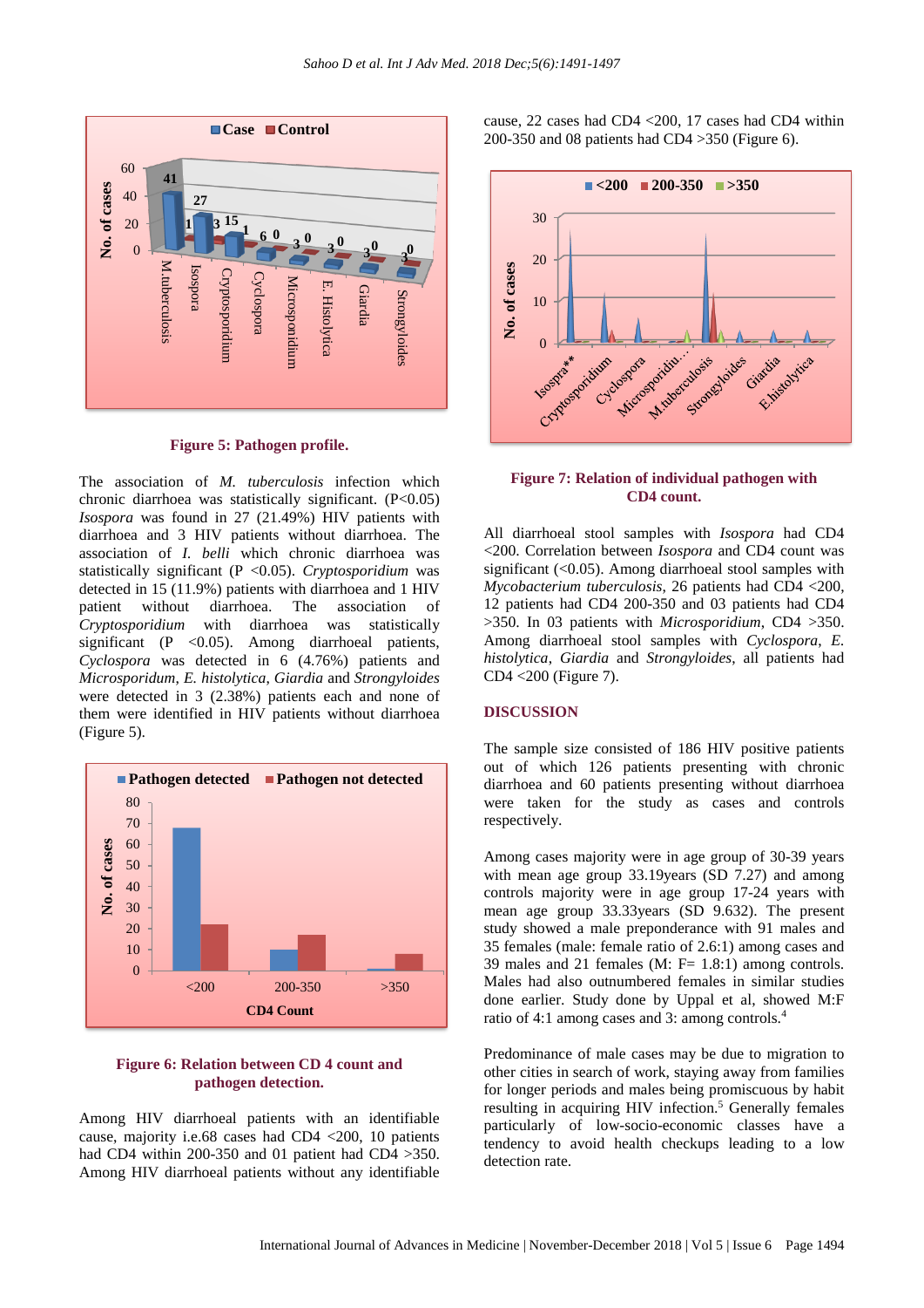Figure 5: Pathogen profile.

The association of *M. tuberculosis* infection which chronic diarrhoea was statistically significant. (P<0.05) *Isospora* was found in 27 (21.49%) HIV patients with diarrhoea and 3 HIV patients without diarrhoea. The association of *I. belli* which chronic diarrhoea was statistically significant (P <0.05). *Cryptosporidium* was detected in 15 (11.9%) patients with diarrhoea and 1 HIV patient without diarrhoea. The association of *Cryptosporidium* with diarrhoea was statistically significant (P <0.05). Among diarrhoeal patients, *Cyclospora* was detected in 6 (4.76%) patients and *Microsporidum, E. histolytica, Giardia* and *Strongyloides* were detected in 3 (2.38%) patients each and none of them were identified in HIV patients without diarrhoea (Figure 5).

Figure 6: Relation between CD 4 count and pathogen detection.

Among HIV diarrhoeal patients with an identifiable cause, majority i.e.68 cases had CD4 <200, 10 patients had CD4 within 200-350 and 01 patient had CD4 >350. Among HIV diarrhoeal patients without any identifiable cause, 22 cases had CD4 <200, 17 cases had CD4 within 200-350 and 08 patients had CD4 >350 (Figure 6).

Figure 7: Relation of individual pathogen with CD4 count.

All diarrhoeal stool samples with *Isospora* had CD4 <200. Correlation between *Isospora* and CD4 count was significant (<0.05). Among diarrhoeal stool samples with *Mycobacterium tuberculosis*, 26 patients had CD4 <200, 12 patients had CD4 200-350 and 03 patients had CD4 >350. In 03 patients with *Microsporidium*, CD4 >350. Among diarrhoeal stool samples with *Cyclospora, E. histolytica, Giardia* and *Strongyloides*, all patients had CD4 <200 (Figure 7).

## DISCUSSION

The sample size consisted of 186 HIV positive patients out of which 126 patients presenting with chronic diarrhoea and 60 patients presenting without diarrhoea were taken for the study as cases and controls respectively.

Among cases majority were in age group of 30-39 years with mean age group 33.19years (SD 7.27) and among controls majority were in age group 17-24 years with mean age group 33.33years (SD 9.632). The present study showed a male preponderance with 91 males and 35 females (male: female ratio of 2.6:1) among cases and 39 males and 21 females (M: F= 1.8:1) among controls. Males had also outnumbered females in similar studies done earlier. Study done by Uppal et al, showed M:F ratio of 4:1 among cases and 3: among controls.[4]

Predominance of male cases may be due to migration to other cities in search of work, staying away from families for longer periods and males being promiscuous by habit resulting in acquiring HIV infection.[5] Generally females particularly of low-socio-economic classes have a tendency to avoid health checkups leading to a low detection rate.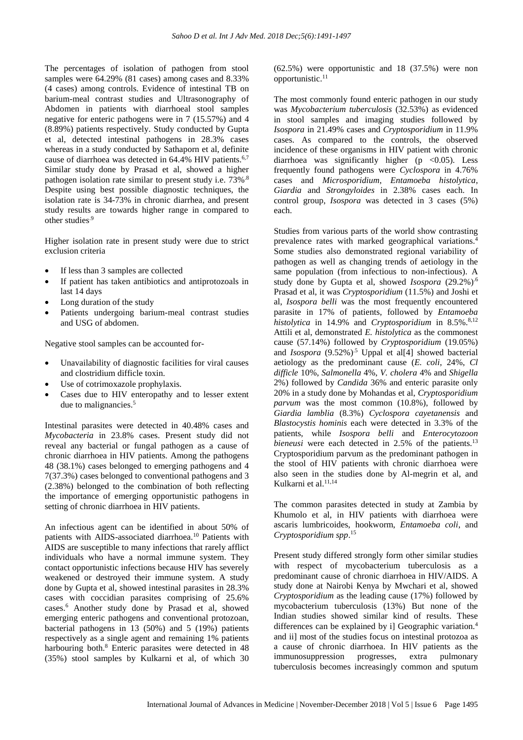The percentages of isolation of pathogen from stool samples were 64.29% (81 cases) among cases and 8.33% (4 cases) among controls. Evidence of intestinal TB on barium-meal contrast studies and Ultrasonography of Abdomen in patients with diarrhoeal stool samples negative for enteric pathogens were in 7 (15.57%) and 4 (8.89%) patients respectively. Study conducted by Gupta et al, detected intestinal pathogens in 28.3% cases whereas in a study conducted by Sathaporn et al, definite cause of diarrhoea was detected in 64.4% HIV patients.[6,7] Similar study done by Prasad et al, showed a higher pathogen isolation rate similar to present study i.e. 73%.[8] Despite using best possible diagnostic techniques, the isolation rate is 34-73% in chronic diarrhea, and present study results are towards higher range in compared to other studies.[9]

Higher isolation rate in present study were due to strict exclusion criteria

- If less than 3 samples are collected
- If patient has taken antibiotics and antiprotozoals in last 14 days
- Long duration of the study
- Patients undergoing barium-meal contrast studies and USG of abdomen.

Negative stool samples can be accounted for-

- Unavailability of diagnostic facilities for viral causes and clostridium difficle toxin.
- Use of cotrimoxazole prophylaxis.
- Cases due to HIV enteropathy and to lesser extent due to malignancies.[5]

Intestinal parasites were detected in 40.48% cases and *Mycobacteria* in 23.8% cases. Present study did not reveal any bacterial or fungal pathogen as a cause of chronic diarrhoea in HIV patients. Among the pathogens 48 (38.1%) cases belonged to emerging pathogens and 4 7(37.3%) cases belonged to conventional pathogens and 3 (2.38%) belonged to the combination of both reflecting the importance of emerging opportunistic pathogens in setting of chronic diarrhoea in HIV patients.

An infectious agent can be identified in about 50% of patients with AIDS-associated diarrhoea.[10] Patients with AIDS are susceptible to many infections that rarely afflict individuals who have a normal immune system. They contact opportunistic infections because HIV has severely weakened or destroyed their immune system. A study done by Gupta et al, showed intestinal parasites in 28.3% cases with coccidian parasites comprising of 25.6% cases.[6] Another study done by Prasad et al, showed emerging enteric pathogens and conventional protozoan, bacterial pathogens in 13 (50%) and 5 (19%) patients respectively as a single agent and remaining 1% patients harbouring both.[8] Enteric parasites were detected in 48 (35%) stool samples by Kulkarni et al, of which 30 (62.5%) were opportunistic and 18 (37.5%) were non opportunistic.[11]

The most commonly found enteric pathogen in our study was *Mycobacterium tuberculosis* (32.53%) as evidenced in stool samples and imaging studies followed by *Isospora* in 21.49% cases and *Cryptosporidium* in 11.9% cases. As compared to the controls, the observed incidence of these organisms in HIV patient with chronic diarrhoea was significantly higher ($p < 0.05$). Less frequently found pathogens were *Cyclospora* in 4.76% cases and *Microsporidium*, *Entamoeba histolytica*, *Giardia* and *Strongyloides* in 2.38% cases each. In control group, *Isospora* was detected in 3 cases (5%) each.

Studies from various parts of the world show contrasting prevalence rates with marked geographical variations.[4] Some studies also demonstrated regional variability of pathogen as well as changing trends of aetiology in the same population (from infectious to non-infectious). A study done by Gupta et al, showed *Isospora* (29.2%).[6] Prasad et al, it was *Cryptosporidium* (11.5%) and Joshi et al, *Isospora belli* was the most frequently encountered parasite in 17% of patients, followed by *Entamoeba histolytica* in 14.9% and *Cryptosporidium* in 8.5%.[8,12] Attili et al, demonstrated *E. histolytica* as the commonest cause (57.14%) followed by *Cryptosporidium* (19.05%) and *Isospora* (9.52%).[5] Uppal et al[4] showed bacterial aetiology as the predominant cause (*E. coli*, 24%, *Cl difficle* 10%, *Salmonella* 4%, *V. cholera* 4% and *Shigella* 2%) followed by *Candida* 36% and enteric parasite only 20% in a study done by Mohandas et al, *Cryptosporidium parvum* was the most common (10.8%), followed by *Giardia lamblia* (8.3%) *Cyclospora cayetanensis* and *Blastocystis hominis* each were detected in 3.3% of the patients, while *Isospora belli* and *Enterocytozoon bieneusi* were each detected in 2.5% of the patients.[13] Cryptosporidium parvum as the predominant pathogen in the stool of HIV patients with chronic diarrhoea were also seen in the studies done by Al-megrin et al, and Kulkarni et al.[11,14]

The common parasites detected in study at Zambia by Khumolo et al, in HIV patients with diarrhoea were ascaris lumbricoides, hookworm, *Entamoeba coli*, and *Cryptosporidium spp*.[15]

Present study differed strongly form other similar studies with respect of mycobacterium tuberculosis as a predominant cause of chronic diarrhoea in HIV/AIDS. A study done at Nairobi Kenya by Mwchari et al, showed *Cryptosporidium* as the leading cause (17%) followed by mycobacterium tuberculosis (13%) But none of the Indian studies showed similar kind of results. These differences can be explained by i] Geographic variation.[4] and ii] most of the studies focus on intestinal protozoa as a cause of chronic diarrhoea. In HIV patients as the immunosuppression progresses, extra pulmonary tuberculosis becomes increasingly common and sputum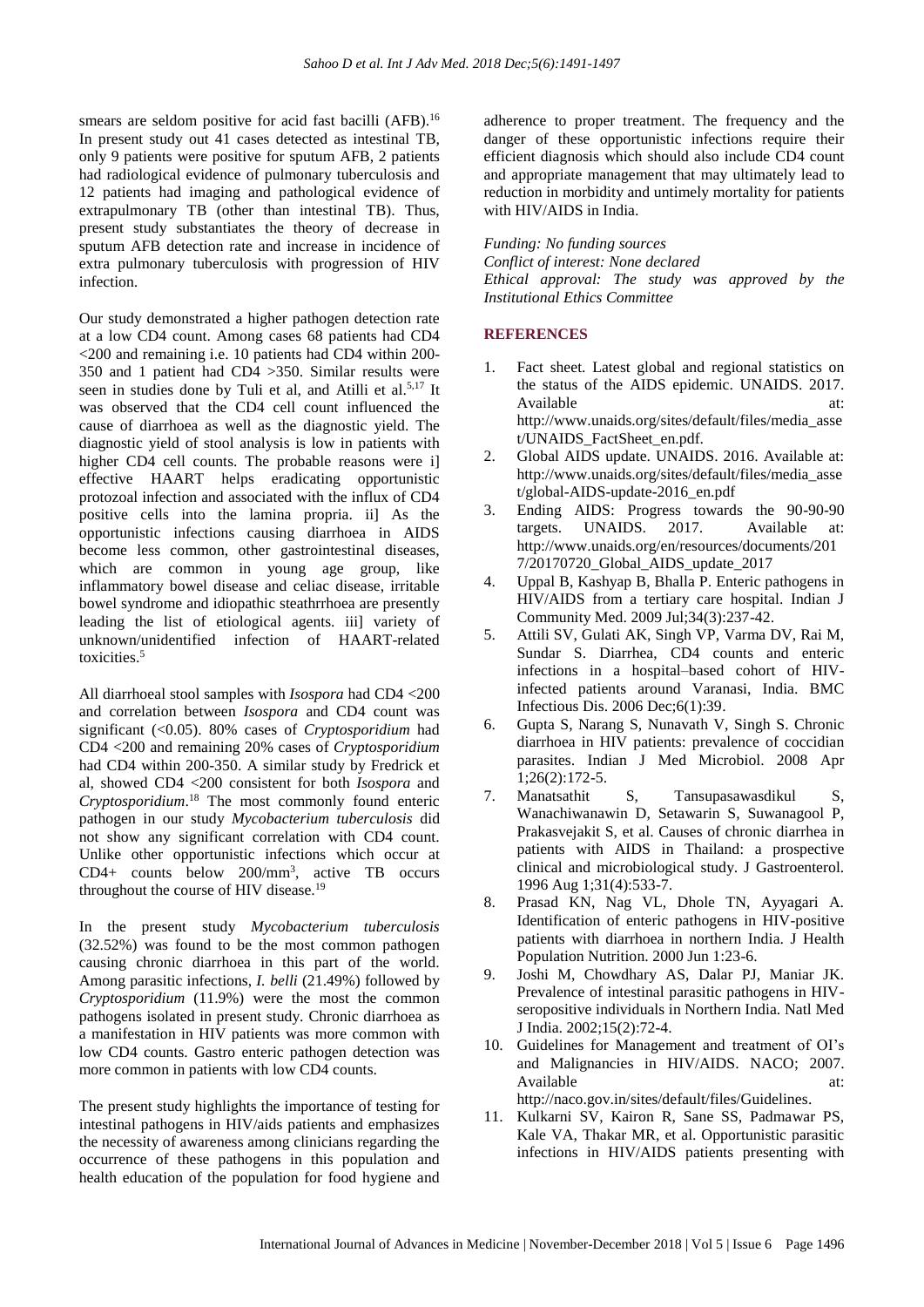smears are seldom positive for acid fast bacilli (AFB).[16] In present study out 41 cases detected as intestinal TB, only 9 patients were positive for sputum AFB, 2 patients had radiological evidence of pulmonary tuberculosis and 12 patients had imaging and pathological evidence of extrapulmonary TB (other than intestinal TB). Thus, present study substantiates the theory of decrease in sputum AFB detection rate and increase in incidence of extra pulmonary tuberculosis with progression of HIV infection.

Our study demonstrated a higher pathogen detection rate at a low CD4 count. Among cases 68 patients had CD4 <200 and remaining i.e. 10 patients had CD4 within 200-350 and 1 patient had CD4 >350. Similar results were seen in studies done by Tuli et al, and Atilli et al.[5,17] It was observed that the CD4 cell count influenced the cause of diarrhoea as well as the diagnostic yield. The diagnostic yield of stool analysis is low in patients with higher CD4 cell counts. The probable reasons were i] effective HAART helps eradicating opportunistic protozoal infection and associated with the influx of CD4 positive cells into the lamina propria. ii] As the opportunistic infections causing diarrhoea in AIDS become less common, other gastrointestinal diseases, which are common in young age group, like inflammatory bowel disease and celiac disease, irritable bowel syndrome and idiopathic steathrrhoea are presently leading the list of etiological agents. iii] variety of unknown/unidentified infection of HAART-related toxicities.[5]

All diarrhoeal stool samples with *Isospora* had CD4 <200 and correlation between *Isospora* and CD4 count was significant (<0.05). 80% cases of *Cryptosporidium* had CD4 <200 and remaining 20% cases of *Cryptosporidium* had CD4 within 200-350. A similar study by Fredrick et al, showed CD4 <200 consistent for both *Isospora* and *Cryptosporidium*.[18] The most commonly found enteric pathogen in our study *Mycobacterium tuberculosis* did not show any significant correlation with CD4 count. Unlike other opportunistic infections which occur at CD4+ counts below 200/mm$^3$, active TB occurs throughout the course of HIV disease.[19]

In the present study *Mycobacterium tuberculosis* (32.52%) was found to be the most common pathogen causing chronic diarrhoea in this part of the world. Among parasitic infections, *I. belli* (21.49%) followed by *Cryptosporidium* (11.9%) were the most the common pathogens isolated in present study. Chronic diarrhoea as a manifestation in HIV patients was more common with low CD4 counts. Gastro enteric pathogen detection was more common in patients with low CD4 counts.

The present study highlights the importance of testing for intestinal pathogens in HIV/aids patients and emphasizes the necessity of awareness among clinicians regarding the occurrence of these pathogens in this population and health education of the population for food hygiene and adherence to proper treatment. The frequency and the danger of these opportunistic infections require their efficient diagnosis which should also include CD4 count and appropriate management that may ultimately lead to reduction in morbidity and untimely mortality for patients with HIV/AIDS in India.

*Funding: No funding sources*
*Conflict of interest: None declared*
*Ethical approval: The study was approved by the Institutional Ethics Committee*

## REFERENCES

1. Fact sheet. Latest global and regional statistics on the status of the AIDS epidemic. UNAIDS. 2017. Available at: http://www.unaids.org/sites/default/files/media_asset/UNAIDS_FactSheet_en.pdf.
2. Global AIDS update. UNAIDS. 2016. Available at: http://www.unaids.org/sites/default/files/media_asset/global-AIDS-update-2016_en.pdf
3. Ending AIDS: Progress towards the 90-90-90 targets. UNAIDS. 2017. Available at: http://www.unaids.org/en/resources/documents/2017/20170720_Global_AIDS_update_2017
4. Uppal B, Kashyap B, Bhalla P. Enteric pathogens in HIV/AIDS from a tertiary care hospital. Indian J Community Med. 2009 Jul;34(3):237-42.
5. Attili SV, Gulati AK, Singh VP, Varma DV, Rai M, Sundar S. Diarrhea, CD4 counts and enteric infections in a hospital–based cohort of HIV-infected patients around Varanasi, India. BMC Infectious Dis. 2006 Dec;6(1):39.
6. Gupta S, Narang S, Nunavath V, Singh S. Chronic diarrhoea in HIV patients: prevalence of coccidian parasites. Indian J Med Microbiol. 2008 Apr 1;26(2):172-5.
7. Manatsathit S, Tansupasawasdikul S, Wanachiwanawin D, Setawarin S, Suwanagool P, Prakasvejakit S, et al. Causes of chronic diarrhea in patients with AIDS in Thailand: a prospective clinical and microbiological study. J Gastroenterol. 1996 Aug 1;31(4):533-7.
8. Prasad KN, Nag VL, Dhole TN, Ayyagari A. Identification of enteric pathogens in HIV-positive patients with diarrhoea in northern India. J Health Population Nutrition. 2000 Jun 1:23-6.
9. Joshi M, Chowdhary AS, Dalar PJ, Maniar JK. Prevalence of intestinal parasitic pathogens in HIV-seropositive individuals in Northern India. Natl Med J India. 2002;15(2):72-4.
10. Guidelines for Management and treatment of OI's and Malignancies in HIV/AIDS. NACO; 2007. Available at: http://naco.gov.in/sites/default/files/Guidelines.
11. Kulkarni SV, Kairon R, Sane SS, Padmawar PS, Kale VA, Thakar MR, et al. Opportunistic parasitic infections in HIV/AIDS patients presenting with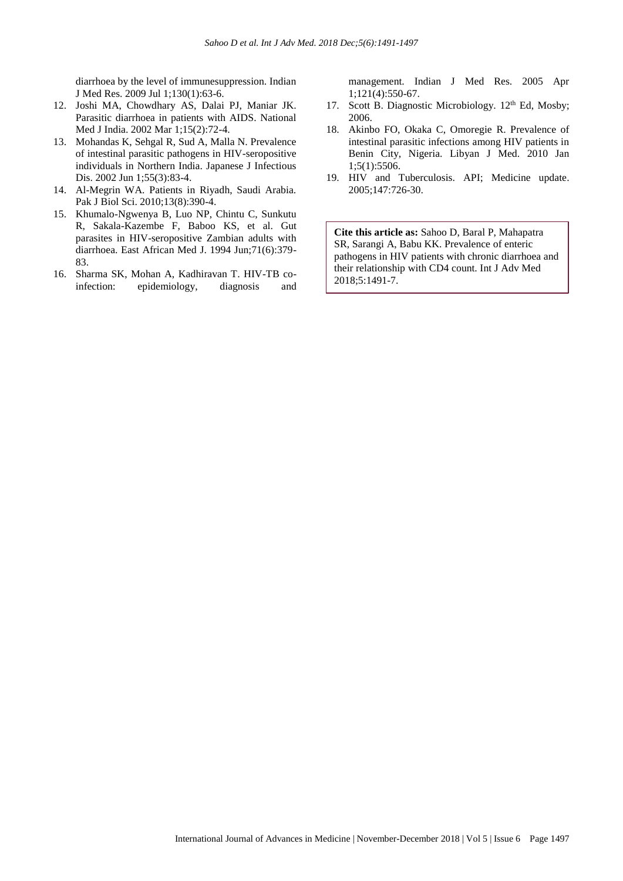diarrhoea by the level of immunesuppression. Indian J Med Res. 2009 Jul 1;130(1):63-6.

12. Joshi MA, Chowdhary AS, Dalai PJ, Maniar JK. Parasitic diarrhoea in patients with AIDS. National Med J India. 2002 Mar 1;15(2):72-4.
13. Mohandas K, Sehgal R, Sud A, Malla N. Prevalence of intestinal parasitic pathogens in HIV-seropositive individuals in Northern India. Japanese J Infectious Dis. 2002 Jun 1;55(3):83-4.
14. Al-Megrin WA. Patients in Riyadh, Saudi Arabia. Pak J Biol Sci. 2010;13(8):390-4.
15. Khumalo-Ngwenya B, Luo NP, Chintu C, Sunkutu R, Sakala-Kazembe F, Baboo KS, et al. Gut parasites in HIV-seropositive Zambian adults with diarrhoea. East African Med J. 1994 Jun;71(6):379-83.
16. Sharma SK, Mohan A, Kadhiravan T. HIV-TB co-infection: epidemiology, diagnosis and management. Indian J Med Res. 2005 Apr 1;121(4):550-67.
17. Scott B. Diagnostic Microbiology. 12th Ed, Mosby; 2006.
18. Akinbo FO, Okaka C, Omoregie R. Prevalence of intestinal parasitic infections among HIV patients in Benin City, Nigeria. Libyan J Med. 2010 Jan 1;5(1):5506.
19. HIV and Tuberculosis. API; Medicine update. 2005;147:726-30.

**Cite this article as:** Sahoo D, Baral P, Mahapatra SR, Sarangi A, Babu KK. Prevalence of enteric pathogens in HIV patients with chronic diarrhoea and their relationship with CD4 count. Int J Adv Med 2018;5:1491-7.